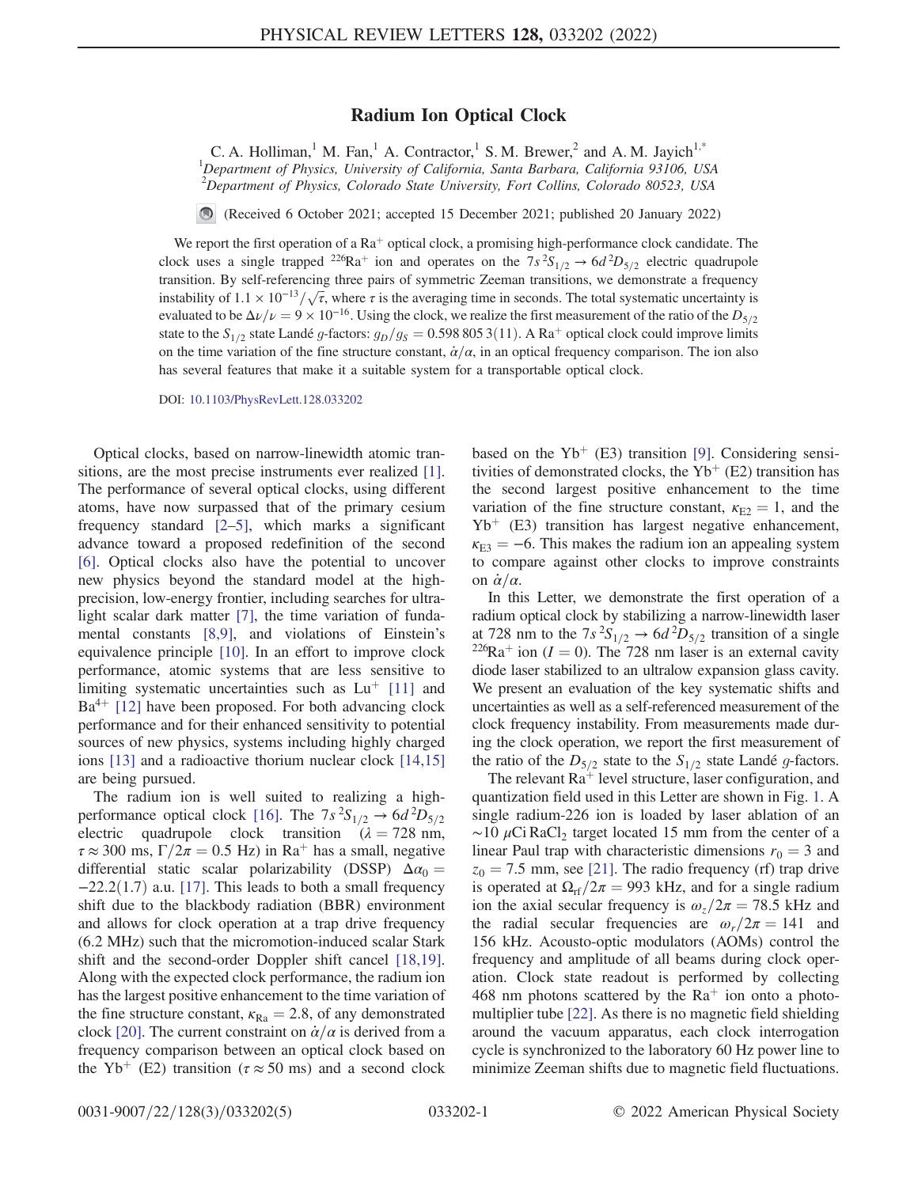# Radium Ion Optical Clock

C. A. Holliman,[1] M. Fan,[1] A. Contractor,[1] S. M. Brewer,[2] and A. M. Jayich[1,*]

[1]Department of Physics, University of California, Santa Barbara, California 93106, USA
[2]Department of Physics, Colorado State University, Fort Collins, Colorado 80523, USA

(Received 6 October 2021; accepted 15 December 2021; published 20 January 2022)

We report the first operation of a $Ra^+$ optical clock, a promising high-performance clock candidate. The clock uses a single trapped $^{226}Ra^+$ ion and operates on the $7s\,^2S_{1/2} \rightarrow 6d\,^2D_{5/2}$ electric quadrupole transition. By self-referencing three pairs of symmetric Zeeman transitions, we demonstrate a frequency instability of $1.1 \times 10^{-13}/\sqrt{\tau}$, where $\tau$ is the averaging time in seconds. The total systematic uncertainty is evaluated to be $\Delta\nu/\nu = 9 \times 10^{-16}$. Using the clock, we realize the first measurement of the ratio of the $D_{5/2}$ state to the $S_{1/2}$ state Landé $g$-factors: $g_D/g_S = 0.598\,805\,3(11)$. A $Ra^+$ optical clock could improve limits on the time variation of the fine structure constant, $\dot{\alpha}/\alpha$, in an optical frequency comparison. The ion also has several features that make it a suitable system for a transportable optical clock.

DOI: 10.1103/PhysRevLett.128.033202

Optical clocks, based on narrow-linewidth atomic transitions, are the most precise instruments ever realized [1]. The performance of several optical clocks, using different atoms, have now surpassed that of the primary cesium frequency standard [2–5], which marks a significant advance toward a proposed redefinition of the second [6]. Optical clocks also have the potential to uncover new physics beyond the standard model at the high-precision, low-energy frontier, including searches for ultralight scalar dark matter [7], the time variation of fundamental constants [8,9], and violations of Einstein's equivalence principle [10]. In an effort to improve clock performance, atomic systems that are less sensitive to limiting systematic uncertainties such as $Lu^+$ [11] and $Ba^{4+}$ [12] have been proposed. For both advancing clock performance and for their enhanced sensitivity to potential sources of new physics, systems including highly charged ions [13] and a radioactive thorium nuclear clock [14,15] are being pursued.

The radium ion is well suited to realizing a high-performance optical clock [16]. The $7s\,^2S_{1/2} \rightarrow 6d\,^2D_{5/2}$ electric quadrupole clock transition ($\lambda = 728$ nm, $\tau \approx 300$ ms, $\Gamma/2\pi = 0.5$ Hz) in $Ra^+$ has a small, negative differential static scalar polarizability (DSSP) $\Delta\alpha_0 = -22.2(1.7)$ a.u. [17]. This leads to both a small frequency shift due to the blackbody radiation (BBR) environment and allows for clock operation at a trap drive frequency (6.2 MHz) such that the micromotion-induced scalar Stark shift and the second-order Doppler shift cancel [18,19]. Along with the expected clock performance, the radium ion has the largest positive enhancement to the time variation of the fine structure constant, $\kappa_{Ra} = 2.8$, of any demonstrated clock [20]. The current constraint on $\dot{\alpha}/\alpha$ is derived from a frequency comparison between an optical clock based on the $Yb^+$ (E2) transition ($\tau \approx 50$ ms) and a second clock based on the $Yb^+$ (E3) transition [9]. Considering sensitivities of demonstrated clocks, the $Yb^+$ (E2) transition has the second largest positive enhancement to the time variation of the fine structure constant, $\kappa_{E2} = 1$, and the $Yb^+$ (E3) transition has largest negative enhancement, $\kappa_{E3} = -6$. This makes the radium ion an appealing system to compare against other clocks to improve constraints on $\dot{\alpha}/\alpha$.

In this Letter, we demonstrate the first operation of a radium optical clock by stabilizing a narrow-linewidth laser at 728 nm to the $7s\,^2S_{1/2} \rightarrow 6d\,^2D_{5/2}$ transition of a single $^{226}Ra^+$ ion ($I = 0$). The 728 nm laser is an external cavity diode laser stabilized to an ultralow expansion glass cavity. We present an evaluation of the key systematic shifts and uncertainties as well as a self-referenced measurement of the clock frequency instability. From measurements made during the clock operation, we report the first measurement of the ratio of the $D_{5/2}$ state to the $S_{1/2}$ state Landé $g$-factors.

The relevant $Ra^+$ level structure, laser configuration, and quantization field used in this Letter are shown in Fig. 1. A single radium-226 ion is loaded by laser ablation of an $\sim$10 $\mu$Ci $RaCl_2$ target located 15 mm from the center of a linear Paul trap with characteristic dimensions $r_0 = 3$ and $z_0 = 7.5$ mm, see [21]. The radio frequency (rf) trap drive is operated at $\Omega_{rf}/2\pi = 993$ kHz, and for a single radium ion the axial secular frequency is $\omega_z/2\pi = 78.5$ kHz and the radial secular frequencies are $\omega_r/2\pi = 141$ and 156 kHz. Acousto-optic modulators (AOMs) control the frequency and amplitude of all beams during clock operation. Clock state readout is performed by collecting 468 nm photons scattered by the $Ra^+$ ion onto a photomultiplier tube [22]. As there is no magnetic field shielding around the vacuum apparatus, each clock interrogation cycle is synchronized to the laboratory 60 Hz power line to minimize Zeeman shifts due to magnetic field fluctuations.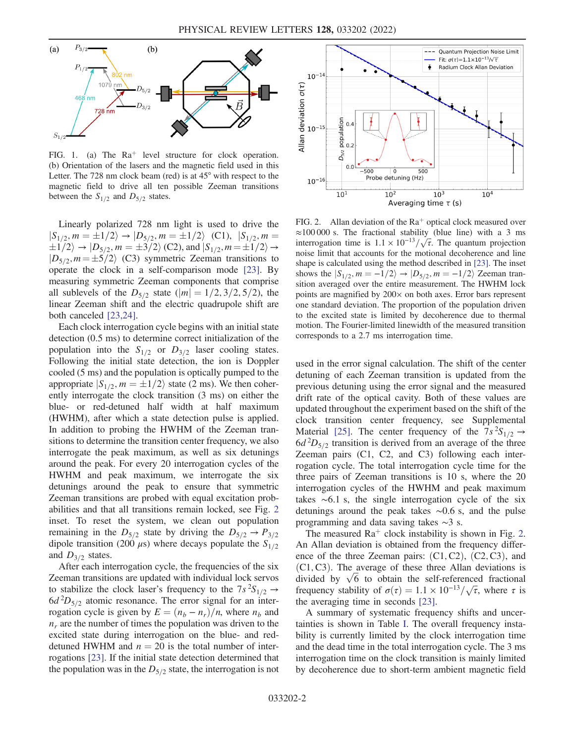FIG. 1. (a) The $Ra^+$ level structure for clock operation. (b) Orientation of the lasers and the magnetic field used in this Letter. The 728 nm clock beam (red) is at 45° with respect to the magnetic field to drive all ten possible Zeeman transitions between the $S_{1/2}$ and $D_{5/2}$ states.

FIG. 2. Allan deviation of the $Ra^+$ optical clock measured over ≈100 000 s. The fractional stability (blue line) with a 3 ms interrogation time is $1.1 \times 10^{-13}/\sqrt{\tau}$. The quantum projection noise limit that accounts for the motional decoherence and line shape is calculated using the method described in [23]. The inset shows the $|S_{1/2}, m = -1/2\rangle \rightarrow |D_{5/2}, m = -1/2\rangle$ Zeeman transition averaged over the entire measurement. The HWHM lock points are magnified by 200× on both axes. Error bars represent one standard deviation. The proportion of the population driven to the excited state is limited by decoherence due to thermal motion. The Fourier-limited linewidth of the measured transition corresponds to a 2.7 ms interrogation time.

Linearly polarized 728 nm light is used to drive the $|S_{1/2}, m = \pm 1/2\rangle \rightarrow |D_{5/2}, m = \pm 1/2\rangle$ (C1), $|S_{1/2}, m = \pm 1/2\rangle \rightarrow |D_{5/2}, m = \pm 3/2\rangle$ (C2), and $|S_{1/2}, m = \pm 1/2\rangle \rightarrow |D_{5/2}, m = \pm 5/2\rangle$ (C3) symmetric Zeeman transitions to operate the clock in a self-comparison mode [23]. By measuring symmetric Zeeman components that comprise all sublevels of the $D_{5/2}$ state ($|m| = 1/2, 3/2, 5/2$), the linear Zeeman shift and the electric quadrupole shift are both canceled [23,24].

Each clock interrogation cycle begins with an initial state detection (0.5 ms) to determine correct initialization of the population into the $S_{1/2}$ or $D_{3/2}$ laser cooling states. Following the initial state detection, the ion is Doppler cooled (5 ms) and the population is optically pumped to the appropriate $|S_{1/2}, m = \pm 1/2\rangle$ state (2 ms). We then coherently interrogate the clock transition (3 ms) on either the blue- or red-detuned half width at half maximum (HWHM), after which a state detection pulse is applied. In addition to probing the HWHM of the Zeeman transitions to determine the transition center frequency, we also interrogate the peak maximum, as well as six detunings around the peak. For every 20 interrogation cycles of the HWHM and peak maximum, we interrogate the six detunings around the peak to ensure that symmetric Zeeman transitions are probed with equal excitation probabilities and that all transitions remain locked, see Fig. 2 inset. To reset the system, we clean out population remaining in the $D_{5/2}$ state by driving the $D_{5/2} \rightarrow P_{3/2}$ dipole transition (200 μs) where decays populate the $S_{1/2}$ and $D_{3/2}$ states.

After each interrogation cycle, the frequencies of the six Zeeman transitions are updated with individual lock servos to stabilize the clock laser's frequency to the $7s\,^2S_{1/2} \rightarrow 6d\,^2D_{5/2}$ atomic resonance. The error signal for an interrogation cycle is given by $E = (n_b - n_r)/n$, where $n_b$ and $n_r$ are the number of times the population was driven to the excited state during interrogation on the blue- and red-detuned HWHM and $n = 20$ is the total number of interrogations [23]. If the initial state detection determined that the population was in the $D_{5/2}$ state, the interrogation is not used in the error signal calculation. The shift of the center detuning of each Zeeman transition is updated from the previous detuning using the error signal and the measured drift rate of the optical cavity. Both of these values are updated throughout the experiment based on the shift of the clock transition center frequency, see Supplemental Material [25]. The center frequency of the $7s\,^2S_{1/2} \rightarrow 6d\,^2D_{5/2}$ transition is derived from an average of the three Zeeman pairs (C1, C2, and C3) following each interrogation cycle. The total interrogation cycle time for the three pairs of Zeeman transitions is 10 s, where the 20 interrogation cycles of the HWHM and peak maximum takes ∼6.1 s, the single interrogation cycle of the six detunings around the peak takes ∼0.6 s, and the pulse programming and data saving takes ∼3 s.

The measured $Ra^+$ clock instability is shown in Fig. 2. An Allan deviation is obtained from the frequency difference of the three Zeeman pairs: (C1, C2), (C2, C3), and (C1, C3). The average of these three Allan deviations is divided by $\sqrt{6}$ to obtain the self-referenced fractional frequency stability of $\sigma(\tau) = 1.1 \times 10^{-13}/\sqrt{\tau}$, where $\tau$ is the averaging time in seconds [23].

A summary of systematic frequency shifts and uncertainties is shown in Table I. The overall frequency instability is currently limited by the clock interrogation time and the dead time in the total interrogation cycle. The 3 ms interrogation time on the clock transition is mainly limited by decoherence due to short-term ambient magnetic field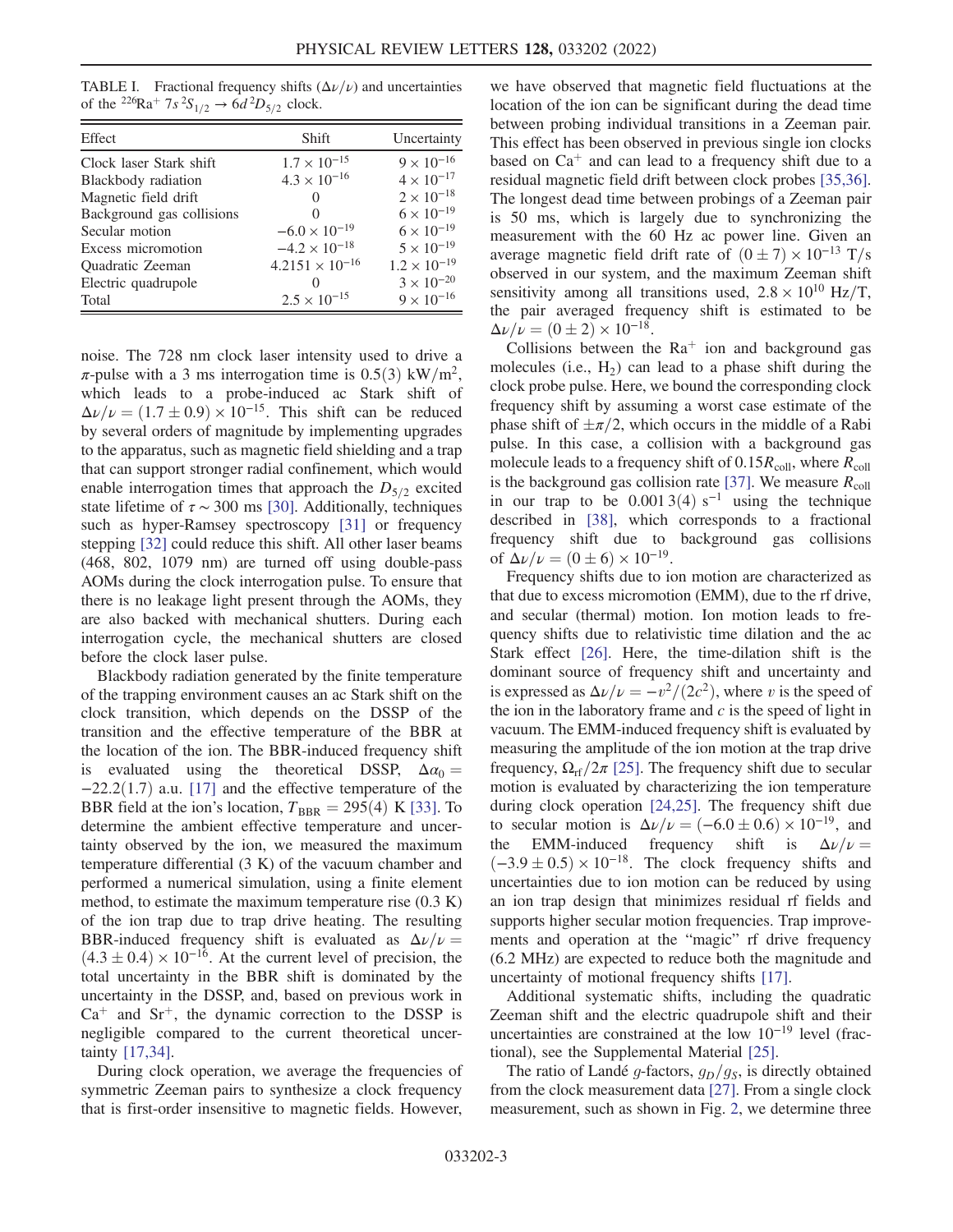TABLE I. Fractional frequency shifts ($\Delta\nu/\nu$) and uncertainties of the $^{226}Ra^+$ $7s\,^2S_{1/2} \rightarrow 6d\,^2D_{5/2}$ clock.

| Effect | Shift | Uncertainty |
| --- | --- | --- |
| Clock laser Stark shift | $1.7 \times 10^{-15}$ | $9 \times 10^{-16}$ |
| Blackbody radiation | $4.3 \times 10^{-16}$ | $4 \times 10^{-17}$ |
| Magnetic field drift | 0 | $2 \times 10^{-18}$ |
| Background gas collisions | 0 | $6 \times 10^{-19}$ |
| Secular motion | $-6.0 \times 10^{-19}$ | $6 \times 10^{-19}$ |
| Excess micromotion | $-4.2 \times 10^{-18}$ | $5 \times 10^{-19}$ |
| Quadratic Zeeman | $4.2151 \times 10^{-16}$ | $1.2 \times 10^{-19}$ |
| Electric quadrupole | 0 | $3 \times 10^{-20}$ |
| Total | $2.5 \times 10^{-15}$ | $9 \times 10^{-16}$ |

noise. The 728 nm clock laser intensity used to drive a $\pi$-pulse with a 3 ms interrogation time is $0.5(3)$ kW/m$^2$, which leads to a probe-induced ac Stark shift of $\Delta\nu/\nu = (1.7 \pm 0.9) \times 10^{-15}$. This shift can be reduced by several orders of magnitude by implementing upgrades to the apparatus, such as magnetic field shielding and a trap that can support stronger radial confinement, which would enable interrogation times that approach the $D_{5/2}$ excited state lifetime of $\tau \sim 300$ ms [30]. Additionally, techniques such as hyper-Ramsey spectroscopy [31] or frequency stepping [32] could reduce this shift. All other laser beams (468, 802, 1079 nm) are turned off using double-pass AOMs during the clock interrogation pulse. To ensure that there is no leakage light present through the AOMs, they are also backed with mechanical shutters. During each interrogation cycle, the mechanical shutters are closed before the clock laser pulse.

Blackbody radiation generated by the finite temperature of the trapping environment causes an ac Stark shift on the clock transition, which depends on the DSSP of the transition and the effective temperature of the BBR at the location of the ion. The BBR-induced frequency shift is evaluated using the theoretical DSSP, $\Delta\alpha_0 = -22.2(1.7)$ a.u. [17] and the effective temperature of the BBR field at the ion's location, $T_{\mathrm{BBR}} = 295(4)$ K [33]. To determine the ambient effective temperature and uncertainty observed by the ion, we measured the maximum temperature differential (3 K) of the vacuum chamber and performed a numerical simulation, using a finite element method, to estimate the maximum temperature rise (0.3 K) of the ion trap due to trap drive heating. The resulting BBR-induced frequency shift is evaluated as $\Delta\nu/\nu = (4.3 \pm 0.4) \times 10^{-16}$. At the current level of precision, the total uncertainty in the BBR shift is dominated by the uncertainty in the DSSP, and, based on previous work in $Ca^+$ and $Sr^+$, the dynamic correction to the DSSP is negligible compared to the current theoretical uncertainty [17,34].

During clock operation, we average the frequencies of symmetric Zeeman pairs to synthesize a clock frequency that is first-order insensitive to magnetic fields. However, we have observed that magnetic field fluctuations at the location of the ion can be significant during the dead time between probing individual transitions in a Zeeman pair. This effect has been observed in previous single ion clocks based on $Ca^+$ and can lead to a frequency shift due to a residual magnetic field drift between clock probes [35,36]. The longest dead time between probings of a Zeeman pair is 50 ms, which is largely due to synchronizing the measurement with the 60 Hz ac power line. Given an average magnetic field drift rate of $(0 \pm 7) \times 10^{-13}$ T/s observed in our system, and the maximum Zeeman shift sensitivity among all transitions used, $2.8 \times 10^{10}$ Hz/T, the pair averaged frequency shift is estimated to be $\Delta\nu/\nu = (0 \pm 2) \times 10^{-18}$.

Collisions between the $Ra^+$ ion and background gas molecules (i.e., $H_2$) can lead to a phase shift during the clock probe pulse. Here, we bound the corresponding clock frequency shift by assuming a worst case estimate of the phase shift of $\pm\pi/2$, which occurs in the middle of a Rabi pulse. In this case, a collision with a background gas molecule leads to a frequency shift of $0.15 R_{\mathrm{coll}}$, where $R_{\mathrm{coll}}$ is the background gas collision rate [37]. We measure $R_{\mathrm{coll}}$ in our trap to be $0.0013(4)$ s$^{-1}$ using the technique described in [38], which corresponds to a fractional frequency shift due to background gas collisions of $\Delta\nu/\nu = (0 \pm 6) \times 10^{-19}$.

Frequency shifts due to ion motion are characterized as that due to excess micromotion (EMM), due to the rf drive, and secular (thermal) motion. Ion motion leads to frequency shifts due to relativistic time dilation and the ac Stark effect [26]. Here, the time-dilation shift is the dominant source of frequency shift and uncertainty and is expressed as $\Delta\nu/\nu = -v^2/(2c^2)$, where $v$ is the speed of the ion in the laboratory frame and $c$ is the speed of light in vacuum. The EMM-induced frequency shift is evaluated by measuring the amplitude of the ion motion at the trap drive frequency, $\Omega_{\mathrm{rf}}/2\pi$ [25]. The frequency shift due to secular motion is evaluated by characterizing the ion temperature during clock operation [24,25]. The frequency shift due to secular motion is $\Delta\nu/\nu = (-6.0 \pm 0.6) \times 10^{-19}$, and the EMM-induced frequency shift is $\Delta\nu/\nu = (-3.9 \pm 0.5) \times 10^{-18}$. The clock frequency shifts and uncertainties due to ion motion can be reduced by using an ion trap design that minimizes residual rf fields and supports higher secular motion frequencies. Trap improvements and operation at the "magic" rf drive frequency (6.2 MHz) are expected to reduce both the magnitude and uncertainty of motional frequency shifts [17].

Additional systematic shifts, including the quadratic Zeeman shift and the electric quadrupole shift and their uncertainties are constrained at the low $10^{-19}$ level (fractional), see the Supplemental Material [25].

The ratio of Landé $g$-factors, $g_D/g_S$, is directly obtained from the clock measurement data [27]. From a single clock measurement, such as shown in Fig. 2, we determine three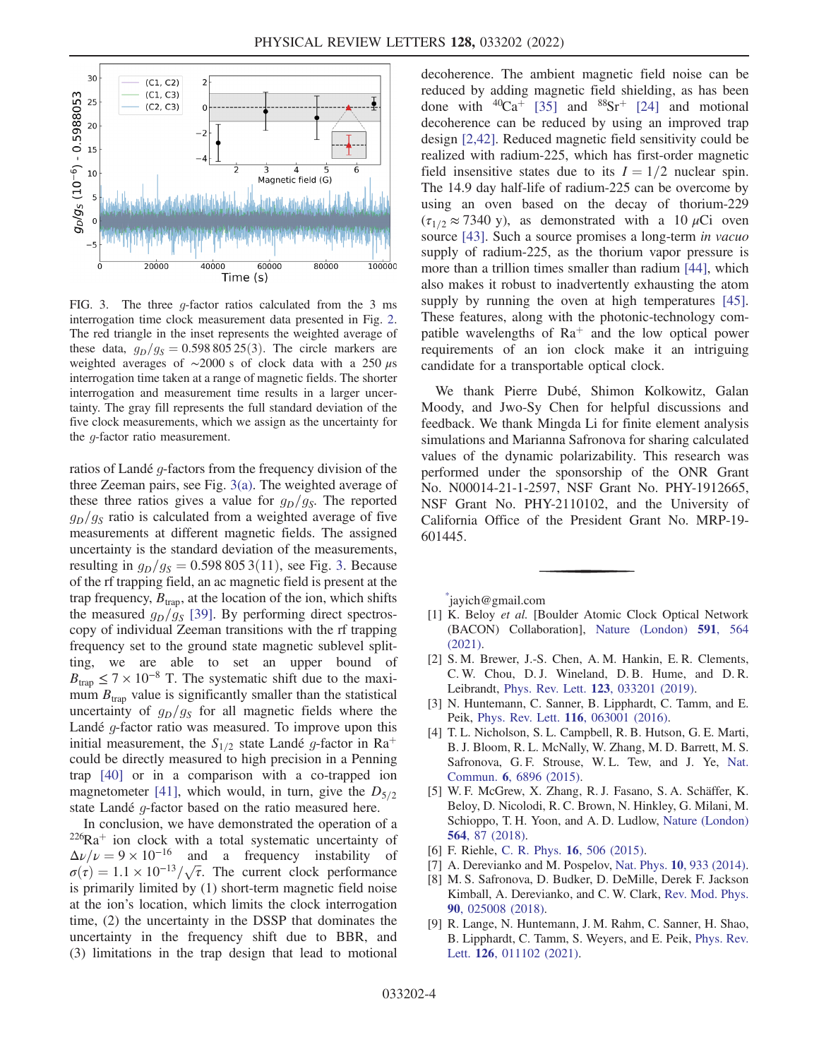FIG. 3. The three $g$-factor ratios calculated from the 3 ms interrogation time clock measurement data presented in Fig. 2. The red triangle in the inset represents the weighted average of these data, $g_D/g_S = 0.598\,805\,25(3)$. The circle markers are weighted averages of $\sim$2000 s of clock data with a 250 $\mu$s interrogation time taken at a range of magnetic fields. The shorter interrogation and measurement time results in a larger uncertainty. The gray fill represents the full standard deviation of the five clock measurements, which we assign as the uncertainty for the $g$-factor ratio measurement.

ratios of Landé $g$-factors from the frequency division of the three Zeeman pairs, see Fig. 3(a). The weighted average of these three ratios gives a value for $g_D/g_S$. The reported $g_D/g_S$ ratio is calculated from a weighted average of five measurements at different magnetic fields. The assigned uncertainty is the standard deviation of the measurements, resulting in $g_D/g_S = 0.598\,805\,3(11)$, see Fig. 3. Because of the rf trapping field, an ac magnetic field is present at the trap frequency, $B_{\mathrm{trap}}$, at the location of the ion, which shifts the measured $g_D/g_S$ [39]. By performing direct spectroscopy of individual Zeeman transitions with the rf trapping frequency set to the ground state magnetic sublevel splitting, we are able to set an upper bound of $B_{\mathrm{trap}} \leq 7 \times 10^{-8}$ T. The systematic shift due to the maximum $B_{\mathrm{trap}}$ value is significantly smaller than the statistical uncertainty of $g_D/g_S$ for all magnetic fields where the Landé $g$-factor ratio was measured. To improve upon this initial measurement, the $S_{1/2}$ state Landé $g$-factor in $\mathrm{Ra}^+$ could be directly measured to high precision in a Penning trap [40] or in a comparison with a co-trapped ion magnetometer [41], which would, in turn, give the $D_{5/2}$ state Landé $g$-factor based on the ratio measured here.

In conclusion, we have demonstrated the operation of a $^{226}\mathrm{Ra}^+$ ion clock with a total systematic uncertainty of $\Delta\nu/\nu = 9 \times 10^{-16}$ and a frequency instability of $\sigma(\tau) = 1.1 \times 10^{-13}/\sqrt{\tau}$. The current clock performance is primarily limited by (1) short-term magnetic field noise at the ion's location, which limits the clock interrogation time, (2) the uncertainty in the DSSP that dominates the uncertainty in the frequency shift due to BBR, and (3) limitations in the trap design that lead to motional decoherence. The ambient magnetic field noise can be reduced by adding magnetic field shielding, as has been done with $^{40}\mathrm{Ca}^+$ [35] and $^{88}\mathrm{Sr}^+$ [24] and motional decoherence can be reduced by using an improved trap design [2,42]. Reduced magnetic field sensitivity could be realized with radium-225, which has first-order magnetic field insensitive states due to its $I = 1/2$ nuclear spin. The 14.9 day half-life of radium-225 can be overcome by using an oven based on the decay of thorium-229 ($\tau_{1/2} \approx 7340$ y), as demonstrated with a 10 $\mu$Ci oven source [43]. Such a source promises a long-term *in vacuo* supply of radium-225, as the thorium vapor pressure is more than a trillion times smaller than radium [44], which also makes it robust to inadvertently exhausting the atom supply by running the oven at high temperatures [45]. These features, along with the photonic-technology compatible wavelengths of $\mathrm{Ra}^+$ and the low optical power requirements of an ion clock make it an intriguing candidate for a transportable optical clock.

We thank Pierre Dubé, Shimon Kolkowitz, Galan Moody, and Jwo-Sy Chen for helpful discussions and feedback. We thank Mingda Li for finite element analysis simulations and Marianna Safronova for sharing calculated values of the dynamic polarizability. This research was performed under the sponsorship of the ONR Grant No. N00014-21-1-2597, NSF Grant No. PHY-1912665, NSF Grant No. PHY-2110102, and the University of California Office of the President Grant No. MRP-19-601445.

---

[*] jayich@gmail.com

[1] K. Beloy *et al.* [Boulder Atomic Clock Optical Network (BACON) Collaboration], Nature (London) **591**, 564 (2021).

[2] S. M. Brewer, J.-S. Chen, A. M. Hankin, E. R. Clements, C. W. Chou, D. J. Wineland, D. B. Hume, and D. R. Leibrandt, Phys. Rev. Lett. **123**, 033201 (2019).

[3] N. Huntemann, C. Sanner, B. Lipphardt, C. Tamm, and E. Peik, Phys. Rev. Lett. **116**, 063001 (2016).

[4] T. L. Nicholson, S. L. Campbell, R. B. Hutson, G. E. Marti, B. J. Bloom, R. L. McNally, W. Zhang, M. D. Barrett, M. S. Safronova, G. F. Strouse, W. L. Tew, and J. Ye, Nat. Commun. **6**, 6896 (2015).

[5] W. F. McGrew, X. Zhang, R. J. Fasano, S. A. Schäffer, K. Beloy, D. Nicolodi, R. C. Brown, N. Hinkley, G. Milani, M. Schioppo, T. H. Yoon, and A. D. Ludlow, Nature (London) **564**, 87 (2018).

[6] F. Riehle, C. R. Phys. **16**, 506 (2015).

[7] A. Derevianko and M. Pospelov, Nat. Phys. **10**, 933 (2014).

[8] M. S. Safronova, D. Budker, D. DeMille, Derek F. Jackson Kimball, A. Derevianko, and C. W. Clark, Rev. Mod. Phys. **90**, 025008 (2018).

[9] R. Lange, N. Huntemann, J. M. Rahm, C. Sanner, H. Shao, B. Lipphardt, C. Tamm, S. Weyers, and E. Peik, Phys. Rev. Lett. **126**, 011102 (2021).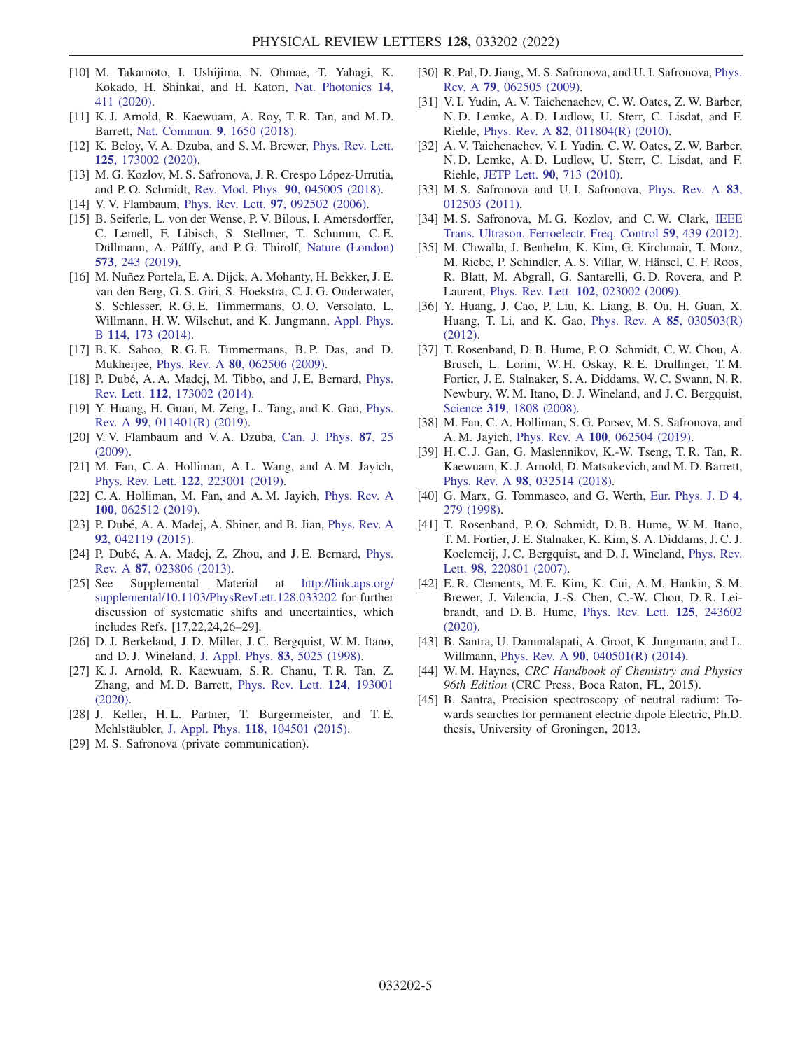[10] M. Takamoto, I. Ushijima, N. Ohmae, T. Yahagi, K. Kokado, H. Shinkai, and H. Katori, Nat. Photonics **14**, 411 (2020).

[11] K. J. Arnold, R. Kaewuam, A. Roy, T. R. Tan, and M. D. Barrett, Nat. Commun. **9**, 1650 (2018).

[12] K. Beloy, V. A. Dzuba, and S. M. Brewer, Phys. Rev. Lett. **125**, 173002 (2020).

[13] M. G. Kozlov, M. S. Safronova, J. R. Crespo López-Urrutia, and P. O. Schmidt, Rev. Mod. Phys. **90**, 045005 (2018).

[14] V. V. Flambaum, Phys. Rev. Lett. **97**, 092502 (2006).

[15] B. Seiferle, L. von der Wense, P. V. Bilous, I. Amersdorffer, C. Lemell, F. Libisch, S. Stellmer, T. Schumm, C. E. Düllmann, A. Pálffy, and P. G. Thirolf, Nature (London) **573**, 243 (2019).

[16] M. Nuñez Portela, E. A. Dijck, A. Mohanty, H. Bekker, J. E. van den Berg, G. S. Giri, S. Hoekstra, C. J. G. Onderwater, S. Schlesser, R. G. E. Timmermans, O. O. Versolato, L. Willmann, H. W. Wilschut, and K. Jungmann, Appl. Phys. B **114**, 173 (2014).

[17] B. K. Sahoo, R. G. E. Timmermans, B. P. Das, and D. Mukherjee, Phys. Rev. A **80**, 062506 (2009).

[18] P. Dubé, A. A. Madej, M. Tibbo, and J. E. Bernard, Phys. Rev. Lett. **112**, 173002 (2014).

[19] Y. Huang, H. Guan, M. Zeng, L. Tang, and K. Gao, Phys. Rev. A **99**, 011401(R) (2019).

[20] V. V. Flambaum and V. A. Dzuba, Can. J. Phys. **87**, 25 (2009).

[21] M. Fan, C. A. Holliman, A. L. Wang, and A. M. Jayich, Phys. Rev. Lett. **122**, 223001 (2019).

[22] C. A. Holliman, M. Fan, and A. M. Jayich, Phys. Rev. A **100**, 062512 (2019).

[23] P. Dubé, A. A. Madej, A. Shiner, and B. Jian, Phys. Rev. A **92**, 042119 (2015).

[24] P. Dubé, A. A. Madej, Z. Zhou, and J. E. Bernard, Phys. Rev. A **87**, 023806 (2013).

[25] See Supplemental Material at http://link.aps.org/supplemental/10.1103/PhysRevLett.128.033202 for further discussion of systematic shifts and uncertainties, which includes Refs. [17,22,24,26–29].

[26] D. J. Berkeland, J. D. Miller, J. C. Bergquist, W. M. Itano, and D. J. Wineland, J. Appl. Phys. **83**, 5025 (1998).

[27] K. J. Arnold, R. Kaewuam, S. R. Chanu, T. R. Tan, Z. Zhang, and M. D. Barrett, Phys. Rev. Lett. **124**, 193001 (2020).

[28] J. Keller, H. L. Partner, T. Burgermeister, and T. E. Mehlstäubler, J. Appl. Phys. **118**, 104501 (2015).

[29] M. S. Safronova (private communication).

[30] R. Pal, D. Jiang, M. S. Safronova, and U. I. Safronova, Phys. Rev. A **79**, 062505 (2009).

[31] V. I. Yudin, A. V. Taichenachev, C. W. Oates, Z. W. Barber, N. D. Lemke, A. D. Ludlow, U. Sterr, C. Lisdat, and F. Riehle, Phys. Rev. A **82**, 011804(R) (2010).

[32] A. V. Taichenachev, V. I. Yudin, C. W. Oates, Z. W. Barber, N. D. Lemke, A. D. Ludlow, U. Sterr, C. Lisdat, and F. Riehle, JETP Lett. **90**, 713 (2010).

[33] M. S. Safronova and U. I. Safronova, Phys. Rev. A **83**, 012503 (2011).

[34] M. S. Safronova, M. G. Kozlov, and C. W. Clark, IEEE Trans. Ultrason. Ferroelectr. Freq. Control **59**, 439 (2012).

[35] M. Chwalla, J. Benhelm, K. Kim, G. Kirchmair, T. Monz, M. Riebe, P. Schindler, A. S. Villar, W. Hänsel, C. F. Roos, R. Blatt, M. Abgrall, G. Santarelli, G. D. Rovera, and P. Laurent, Phys. Rev. Lett. **102**, 023002 (2009).

[36] Y. Huang, J. Cao, P. Liu, K. Liang, B. Ou, H. Guan, X. Huang, T. Li, and K. Gao, Phys. Rev. A **85**, 030503(R) (2012).

[37] T. Rosenband, D. B. Hume, P. O. Schmidt, C. W. Chou, A. Brusch, L. Lorini, W. H. Oskay, R. E. Drullinger, T. M. Fortier, J. E. Stalnaker, S. A. Diddams, W. C. Swann, N. R. Newbury, W. M. Itano, D. J. Wineland, and J. C. Bergquist, Science **319**, 1808 (2008).

[38] M. Fan, C. A. Holliman, S. G. Porsev, M. S. Safronova, and A. M. Jayich, Phys. Rev. A **100**, 062504 (2019).

[39] H. C. J. Gan, G. Maslennikov, K.-W. Tseng, T. R. Tan, R. Kaewuam, K. J. Arnold, D. Matsukevich, and M. D. Barrett, Phys. Rev. A **98**, 032514 (2018).

[40] G. Marx, G. Tommaseo, and G. Werth, Eur. Phys. J. D **4**, 279 (1998).

[41] T. Rosenband, P. O. Schmidt, D. B. Hume, W. M. Itano, T. M. Fortier, J. E. Stalnaker, K. Kim, S. A. Diddams, J. C. J. Koelemeij, J. C. Bergquist, and D. J. Wineland, Phys. Rev. Lett. **98**, 220801 (2007).

[42] E. R. Clements, M. E. Kim, K. Cui, A. M. Hankin, S. M. Brewer, J. Valencia, J.-S. Chen, C.-W. Chou, D. R. Leibrandt, and D. B. Hume, Phys. Rev. Lett. **125**, 243602 (2020).

[43] B. Santra, U. Dammalapati, A. Groot, K. Jungmann, and L. Willmann, Phys. Rev. A **90**, 040501(R) (2014).

[44] W. M. Haynes, *CRC Handbook of Chemistry and Physics 96th Edition* (CRC Press, Boca Raton, FL, 2015).

[45] B. Santra, Precision spectroscopy of neutral radium: Towards searches for permanent electric dipole Electric, Ph.D. thesis, University of Groningen, 2013.